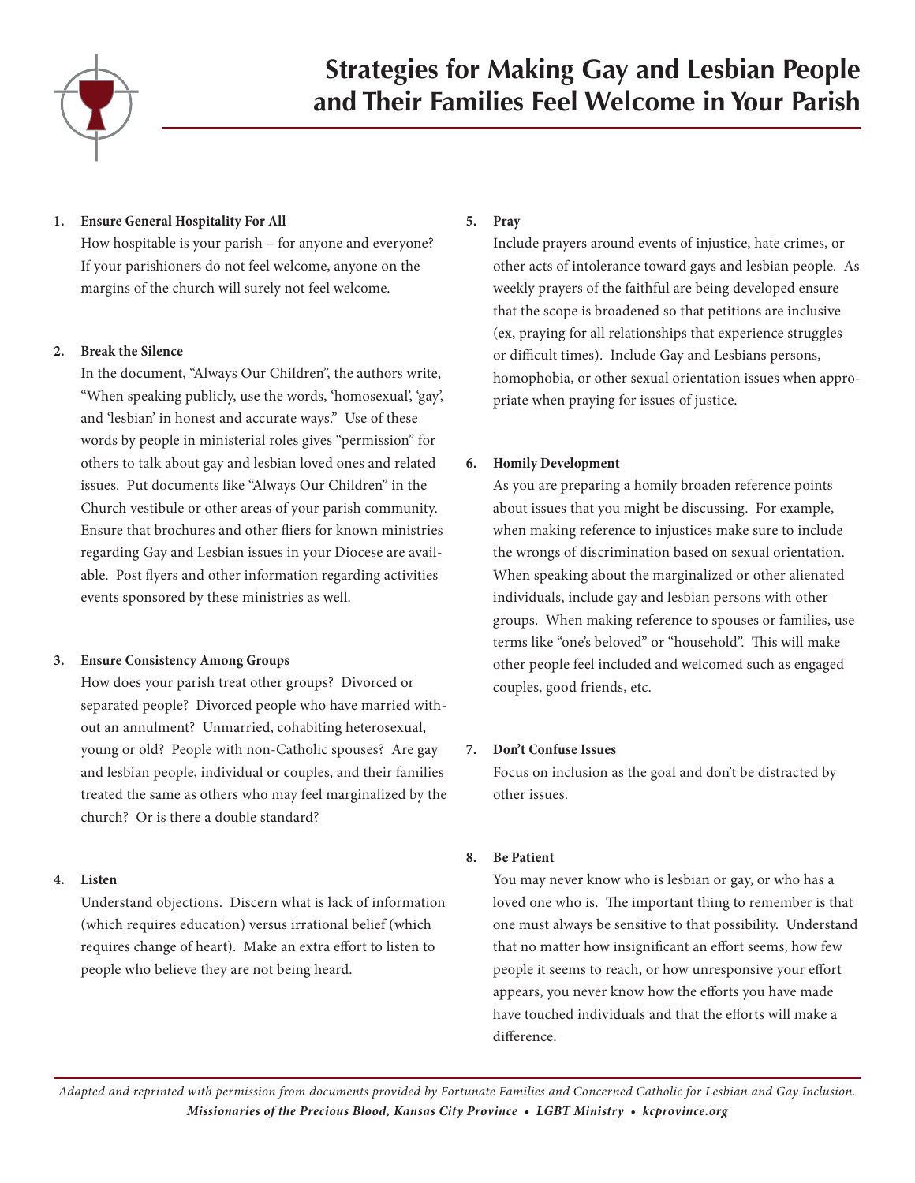# Strategies for Making Gay and Lesbian People and Their Families Feel Welcome in Your Parish

1. **Ensure General Hospitality For All**
   How hospitable is your parish – for anyone and everyone? If your parishioners do not feel welcome, anyone on the margins of the church will surely not feel welcome.

2. **Break the Silence**
   In the document, "Always Our Children", the authors write, "When speaking publicly, use the words, 'homosexual', 'gay', and 'lesbian' in honest and accurate ways." Use of these words by people in ministerial roles gives "permission" for others to talk about gay and lesbian loved ones and related issues. Put documents like "Always Our Children" in the Church vestibule or other areas of your parish community. Ensure that brochures and other fliers for known ministries regarding Gay and Lesbian issues in your Diocese are available. Post flyers and other information regarding activities events sponsored by these ministries as well.

3. **Ensure Consistency Among Groups**
   How does your parish treat other groups? Divorced or separated people? Divorced people who have married without an annulment? Unmarried, cohabiting heterosexual, young or old? People with non-Catholic spouses? Are gay and lesbian people, individual or couples, and their families treated the same as others who may feel marginalized by the church? Or is there a double standard?

4. **Listen**
   Understand objections. Discern what is lack of information (which requires education) versus irrational belief (which requires change of heart). Make an extra effort to listen to people who believe they are not being heard.

5. **Pray**
   Include prayers around events of injustice, hate crimes, or other acts of intolerance toward gays and lesbian people. As weekly prayers of the faithful are being developed ensure that the scope is broadened so that petitions are inclusive (ex, praying for all relationships that experience struggles or difficult times). Include Gay and Lesbians persons, homophobia, or other sexual orientation issues when appropriate when praying for issues of justice.

6. **Homily Development**
   As you are preparing a homily broaden reference points about issues that you might be discussing. For example, when making reference to injustices make sure to include the wrongs of discrimination based on sexual orientation. When speaking about the marginalized or other alienated individuals, include gay and lesbian persons with other groups. When making reference to spouses or families, use terms like "one's beloved" or "household". This will make other people feel included and welcomed such as engaged couples, good friends, etc.

7. **Don't Confuse Issues**
   Focus on inclusion as the goal and don't be distracted by other issues.

8. **Be Patient**
   You may never know who is lesbian or gay, or who has a loved one who is. The important thing to remember is that one must always be sensitive to that possibility. Understand that no matter how insignificant an effort seems, how few people it seems to reach, or how unresponsive your effort appears, you never know how the efforts you have made have touched individuals and that the efforts will make a difference.

*Adapted and reprinted with permission from documents provided by Fortunate Families and Concerned Catholic for Lesbian and Gay Inclusion.*
***Missionaries of the Precious Blood, Kansas City Province • LGBT Ministry • kcprovince.org***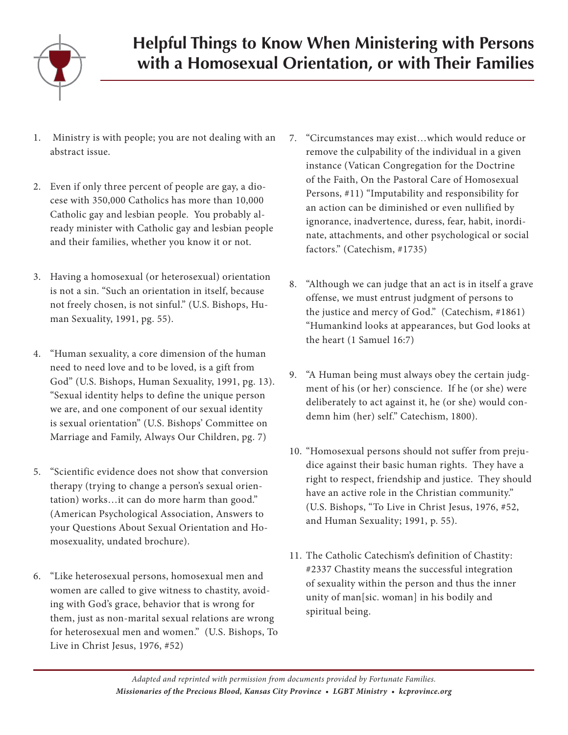# Helpful Things to Know When Ministering with Persons with a Homosexual Orientation, or with Their Families

1. Ministry is with people; you are not dealing with an abstract issue.

2. Even if only three percent of people are gay, a diocese with 350,000 Catholics has more than 10,000 Catholic gay and lesbian people. You probably already minister with Catholic gay and lesbian people and their families, whether you know it or not.

3. Having a homosexual (or heterosexual) orientation is not a sin. "Such an orientation in itself, because not freely chosen, is not sinful." (U.S. Bishops, Human Sexuality, 1991, pg. 55).

4. "Human sexuality, a core dimension of the human need to need love and to be loved, is a gift from God" (U.S. Bishops, Human Sexuality, 1991, pg. 13). "Sexual identity helps to define the unique person we are, and one component of our sexual identity is sexual orientation" (U.S. Bishops' Committee on Marriage and Family, Always Our Children, pg. 7)

5. "Scientific evidence does not show that conversion therapy (trying to change a person's sexual orientation) works…it can do more harm than good." (American Psychological Association, Answers to your Questions About Sexual Orientation and Homosexuality, undated brochure).

6. "Like heterosexual persons, homosexual men and women are called to give witness to chastity, avoiding with God's grace, behavior that is wrong for them, just as non-marital sexual relations are wrong for heterosexual men and women." (U.S. Bishops, To Live in Christ Jesus, 1976, #52)

7. "Circumstances may exist…which would reduce or remove the culpability of the individual in a given instance (Vatican Congregation for the Doctrine of the Faith, On the Pastoral Care of Homosexual Persons, #11) "Imputability and responsibility for an action can be diminished or even nullified by ignorance, inadvertence, duress, fear, habit, inordinate, attachments, and other psychological or social factors." (Catechism, #1735)

8. "Although we can judge that an act is in itself a grave offense, we must entrust judgment of persons to the justice and mercy of God." (Catechism, #1861) "Humankind looks at appearances, but God looks at the heart (1 Samuel 16:7)

9. "A Human being must always obey the certain judgment of his (or her) conscience. If he (or she) were deliberately to act against it, he (or she) would condemn him (her) self." Catechism, 1800).

10. "Homosexual persons should not suffer from prejudice against their basic human rights. They have a right to respect, friendship and justice. They should have an active role in the Christian community." (U.S. Bishops, "To Live in Christ Jesus, 1976, #52, and Human Sexuality; 1991, p. 55).

11. The Catholic Catechism's definition of Chastity: #2337 Chastity means the successful integration of sexuality within the person and thus the inner unity of man[sic. woman] in his bodily and spiritual being.

*Adapted and reprinted with permission from documents provided by Fortunate Families.*
***Missionaries of the Precious Blood, Kansas City Province • LGBT Ministry • kcprovince.org***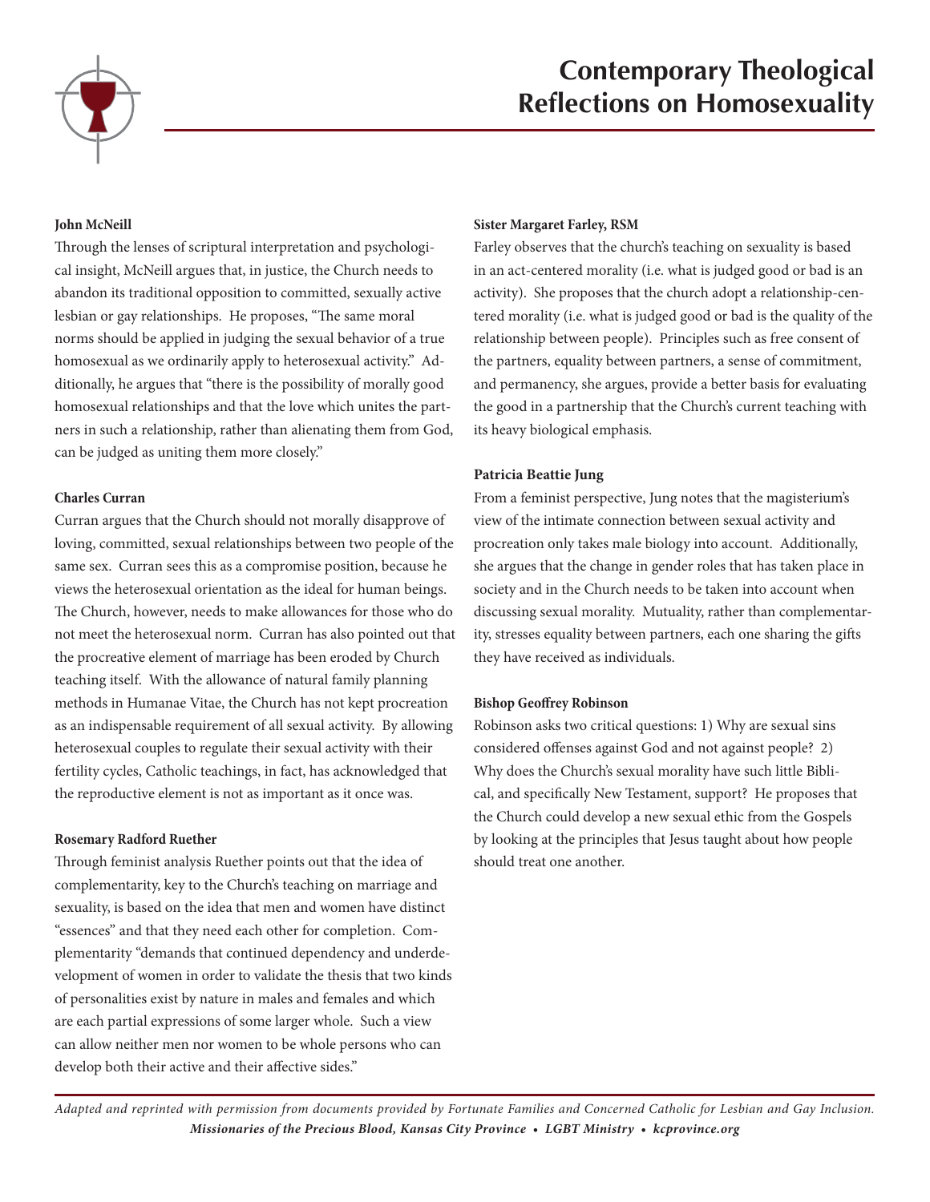# Contemporary Theological Reflections on Homosexuality

**John McNeill**

Through the lenses of scriptural interpretation and psychological insight, McNeill argues that, in justice, the Church needs to abandon its traditional opposition to committed, sexually active lesbian or gay relationships. He proposes, "The same moral norms should be applied in judging the sexual behavior of a true homosexual as we ordinarily apply to heterosexual activity." Additionally, he argues that "there is the possibility of morally good homosexual relationships and that the love which unites the partners in such a relationship, rather than alienating them from God, can be judged as uniting them more closely."

**Charles Curran**

Curran argues that the Church should not morally disapprove of loving, committed, sexual relationships between two people of the same sex. Curran sees this as a compromise position, because he views the heterosexual orientation as the ideal for human beings. The Church, however, needs to make allowances for those who do not meet the heterosexual norm. Curran has also pointed out that the procreative element of marriage has been eroded by Church teaching itself. With the allowance of natural family planning methods in Humanae Vitae, the Church has not kept procreation as an indispensable requirement of all sexual activity. By allowing heterosexual couples to regulate their sexual activity with their fertility cycles, Catholic teachings, in fact, has acknowledged that the reproductive element is not as important as it once was.

**Rosemary Radford Ruether**

Through feminist analysis Ruether points out that the idea of complementarity, key to the Church's teaching on marriage and sexuality, is based on the idea that men and women have distinct "essences" and that they need each other for completion. Complementarity "demands that continued dependency and underdevelopment of women in order to validate the thesis that two kinds of personalities exist by nature in males and females and which are each partial expressions of some larger whole. Such a view can allow neither men nor women to be whole persons who can develop both their active and their affective sides."

**Sister Margaret Farley, RSM**

Farley observes that the church's teaching on sexuality is based in an act-centered morality (i.e. what is judged good or bad is an activity). She proposes that the church adopt a relationship-centered morality (i.e. what is judged good or bad is the quality of the relationship between people). Principles such as free consent of the partners, equality between partners, a sense of commitment, and permanency, she argues, provide a better basis for evaluating the good in a partnership that the Church's current teaching with its heavy biological emphasis.

**Patricia Beattie Jung**

From a feminist perspective, Jung notes that the magisterium's view of the intimate connection between sexual activity and procreation only takes male biology into account. Additionally, she argues that the change in gender roles that has taken place in society and in the Church needs to be taken into account when discussing sexual morality. Mutuality, rather than complementarity, stresses equality between partners, each one sharing the gifts they have received as individuals.

**Bishop Geoffrey Robinson**

Robinson asks two critical questions: 1) Why are sexual sins considered offenses against God and not against people? 2) Why does the Church's sexual morality have such little Biblical, and specifically New Testament, support? He proposes that the Church could develop a new sexual ethic from the Gospels by looking at the principles that Jesus taught about how people should treat one another.

*Adapted and reprinted with permission from documents provided by Fortunate Families and Concerned Catholic for Lesbian and Gay Inclusion.*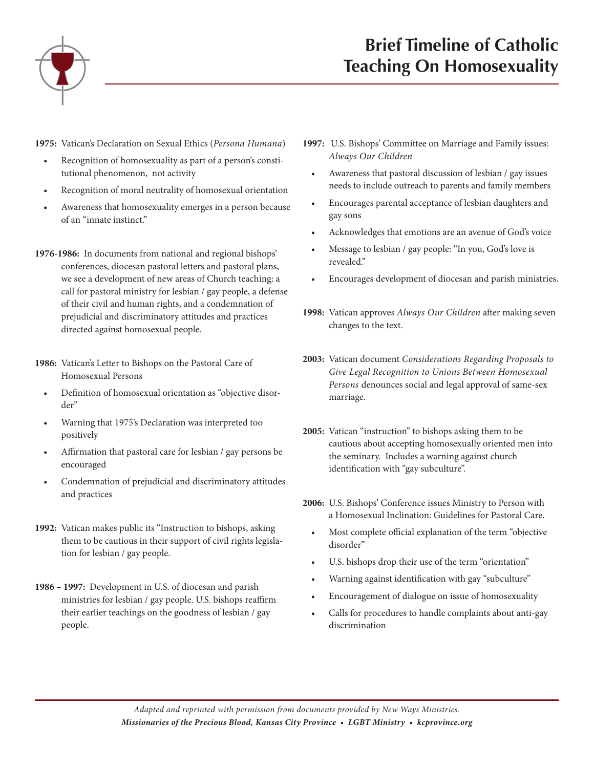# Brief Timeline of Catholic Teaching On Homosexuality

**1975:** Vatican's Declaration on Sexual Ethics (*Persona Humana*)

- Recognition of homosexuality as part of a person's constitutional phenomenon, not activity
- Recognition of moral neutrality of homosexual orientation
- Awareness that homosexuality emerges in a person because of an "innate instinct."

**1976-1986:** In documents from national and regional bishops' conferences, diocesan pastoral letters and pastoral plans, we see a development of new areas of Church teaching: a call for pastoral ministry for lesbian / gay people, a defense of their civil and human rights, and a condemnation of prejudicial and discriminatory attitudes and practices directed against homosexual people.

**1986:** Vatican's Letter to Bishops on the Pastoral Care of Homosexual Persons

- Definition of homosexual orientation as "objective disorder"
- Warning that 1975's Declaration was interpreted too positively
- Affirmation that pastoral care for lesbian / gay persons be encouraged
- Condemnation of prejudicial and discriminatory attitudes and practices

**1992:** Vatican makes public its "Instruction to bishops, asking them to be cautious in their support of civil rights legislation for lesbian / gay people.

**1986 – 1997:** Development in U.S. of diocesan and parish ministries for lesbian / gay people. U.S. bishops reaffirm their earlier teachings on the goodness of lesbian / gay people.

**1997:** U.S. Bishops' Committee on Marriage and Family issues: *Always Our Children*

- Awareness that pastoral discussion of lesbian / gay issues needs to include outreach to parents and family members
- Encourages parental acceptance of lesbian daughters and gay sons
- Acknowledges that emotions are an avenue of God's voice
- Message to lesbian / gay people: "In you, God's love is revealed."
- Encourages development of diocesan and parish ministries.

**1998:** Vatican approves *Always Our Children* after making seven changes to the text.

**2003:** Vatican document *Considerations Regarding Proposals to Give Legal Recognition to Unions Between Homosexual Persons* denounces social and legal approval of same-sex marriage.

**2005:** Vatican "instruction" to bishops asking them to be cautious about accepting homosexually oriented men into the seminary. Includes a warning against church identification with "gay subculture".

**2006:** U.S. Bishops' Conference issues Ministry to Person with a Homosexual Inclination: Guidelines for Pastoral Care.

- Most complete official explanation of the term "objective disorder"
- U.S. bishops drop their use of the term "orientation"
- Warning against identification with gay "subculture"
- Encouragement of dialogue on issue of homosexuality
- Calls for procedures to handle complaints about anti-gay discrimination

*Adapted and reprinted with permission from documents provided by New Ways Ministries.*

***Missionaries of the Precious Blood, Kansas City Province • LGBT Ministry • kcprovince.org***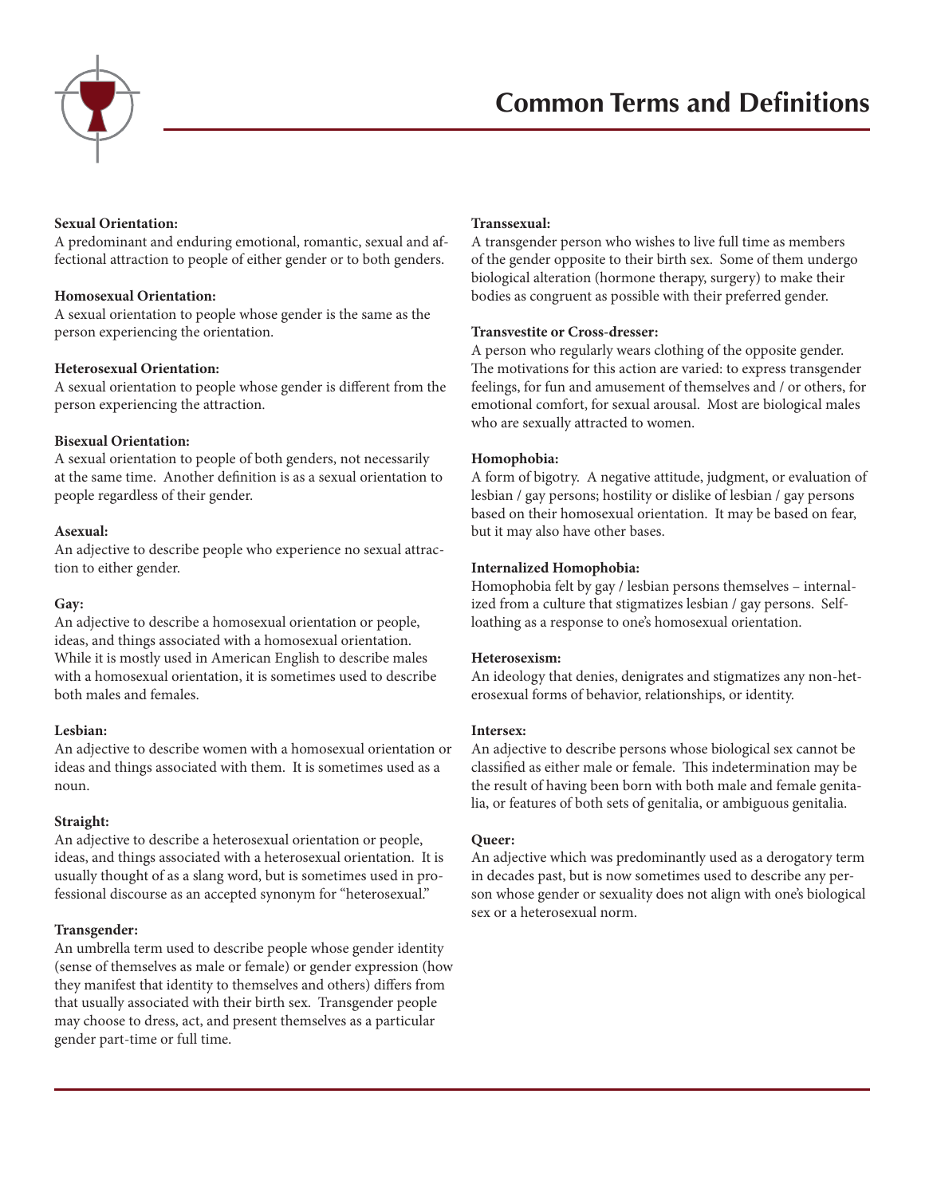# Common Terms and Definitions

**Sexual Orientation:**
A predominant and enduring emotional, romantic, sexual and affectional attraction to people of either gender or to both genders.

**Homosexual Orientation:**
A sexual orientation to people whose gender is the same as the person experiencing the orientation.

**Heterosexual Orientation:**
A sexual orientation to people whose gender is different from the person experiencing the attraction.

**Bisexual Orientation:**
A sexual orientation to people of both genders, not necessarily at the same time. Another definition is as a sexual orientation to people regardless of their gender.

**Asexual:**
An adjective to describe people who experience no sexual attraction to either gender.

**Gay:**
An adjective to describe a homosexual orientation or people, ideas, and things associated with a homosexual orientation. While it is mostly used in American English to describe males with a homosexual orientation, it is sometimes used to describe both males and females.

**Lesbian:**
An adjective to describe women with a homosexual orientation or ideas and things associated with them. It is sometimes used as a noun.

**Straight:**
An adjective to describe a heterosexual orientation or people, ideas, and things associated with a heterosexual orientation. It is usually thought of as a slang word, but is sometimes used in professional discourse as an accepted synonym for "heterosexual."

**Transgender:**
An umbrella term used to describe people whose gender identity (sense of themselves as male or female) or gender expression (how they manifest that identity to themselves and others) differs from that usually associated with their birth sex. Transgender people may choose to dress, act, and present themselves as a particular gender part-time or full time.

**Transsexual:**
A transgender person who wishes to live full time as members of the gender opposite to their birth sex. Some of them undergo biological alteration (hormone therapy, surgery) to make their bodies as congruent as possible with their preferred gender.

**Transvestite or Cross-dresser:**
A person who regularly wears clothing of the opposite gender. The motivations for this action are varied: to express transgender feelings, for fun and amusement of themselves and / or others, for emotional comfort, for sexual arousal. Most are biological males who are sexually attracted to women.

**Homophobia:**
A form of bigotry. A negative attitude, judgment, or evaluation of lesbian / gay persons; hostility or dislike of lesbian / gay persons based on their homosexual orientation. It may be based on fear, but it may also have other bases.

**Internalized Homophobia:**
Homophobia felt by gay / lesbian persons themselves – internalized from a culture that stigmatizes lesbian / gay persons. Self-loathing as a response to one's homosexual orientation.

**Heterosexism:**
An ideology that denies, denigrates and stigmatizes any non-heterosexual forms of behavior, relationships, or identity.

**Intersex:**
An adjective to describe persons whose biological sex cannot be classified as either male or female. This indetermination may be the result of having been born with both male and female genitalia, or features of both sets of genitalia, or ambiguous genitalia.

**Queer:**
An adjective which was predominantly used as a derogatory term in decades past, but is now sometimes used to describe any person whose gender or sexuality does not align with one's biological sex or a heterosexual norm.